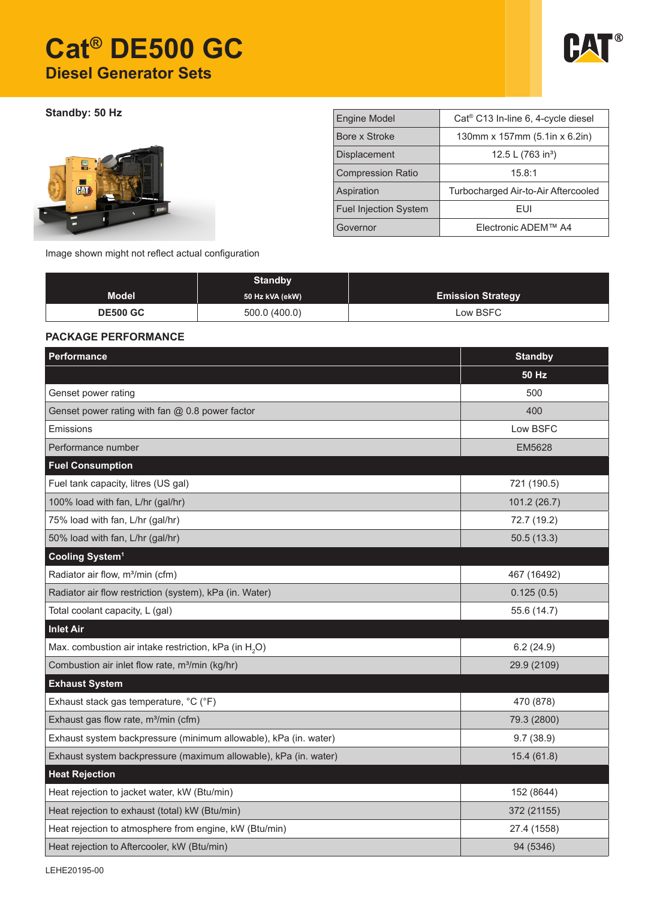# Cat® DE500 GC

## Diesel Generator Sets

**Standby: 50 Hz**

| | |
|---|---|
| Engine Model | Cat® C13 In-line 6, 4-cycle diesel |
| Bore x Stroke | 130mm x 157mm (5.1in x 6.2in) |
| Displacement | 12.5 L (763 in³) |
| Compression Ratio | 15.8:1 |
| Aspiration | Turbocharged Air-to-Air Aftercooled |
| Fuel Injection System | EUI |
| Governor | Electronic ADEM™ A4 |

Image shown might not reflect actual configuration

| Model | Standby 50 Hz kVA (ekW) | Emission Strategy |
|---|---|---|
| DE500 GC | 500.0 (400.0) | Low BSFC |

### PACKAGE PERFORMANCE

| Performance | Standby |
|---|---|
| | **50 Hz** |
| Genset power rating | 500 |
| Genset power rating with fan @ 0.8 power factor | 400 |
| Emissions | Low BSFC |
| Performance number | EM5628 |
| **Fuel Consumption** | |
| Fuel tank capacity, litres (US gal) | 721 (190.5) |
| 100% load with fan, L/hr (gal/hr) | 101.2 (26.7) |
| 75% load with fan, L/hr (gal/hr) | 72.7 (19.2) |
| 50% load with fan, L/hr (gal/hr) | 50.5 (13.3) |
| **Cooling System[1]** | |
| Radiator air flow, m³/min (cfm) | 467 (16492) |
| Radiator air flow restriction (system), kPa (in. Water) | 0.125 (0.5) |
| Total coolant capacity, L (gal) | 55.6 (14.7) |
| **Inlet Air** | |
| Max. combustion air intake restriction, kPa (in $H_2O$) | 6.2 (24.9) |
| Combustion air inlet flow rate, m³/min (kg/hr) | 29.9 (2109) |
| **Exhaust System** | |
| Exhaust stack gas temperature, °C (°F) | 470 (878) |
| Exhaust gas flow rate, m³/min (cfm) | 79.3 (2800) |
| Exhaust system backpressure (minimum allowable), kPa (in. water) | 9.7 (38.9) |
| Exhaust system backpressure (maximum allowable), kPa (in. water) | 15.4 (61.8) |
| **Heat Rejection** | |
| Heat rejection to jacket water, kW (Btu/min) | 152 (8644) |
| Heat rejection to exhaust (total) kW (Btu/min) | 372 (21155) |
| Heat rejection to atmosphere from engine, kW (Btu/min) | 27.4 (1558) |
| Heat rejection to Aftercooler, kW (Btu/min) | 94 (5346) |

LEHE20195-00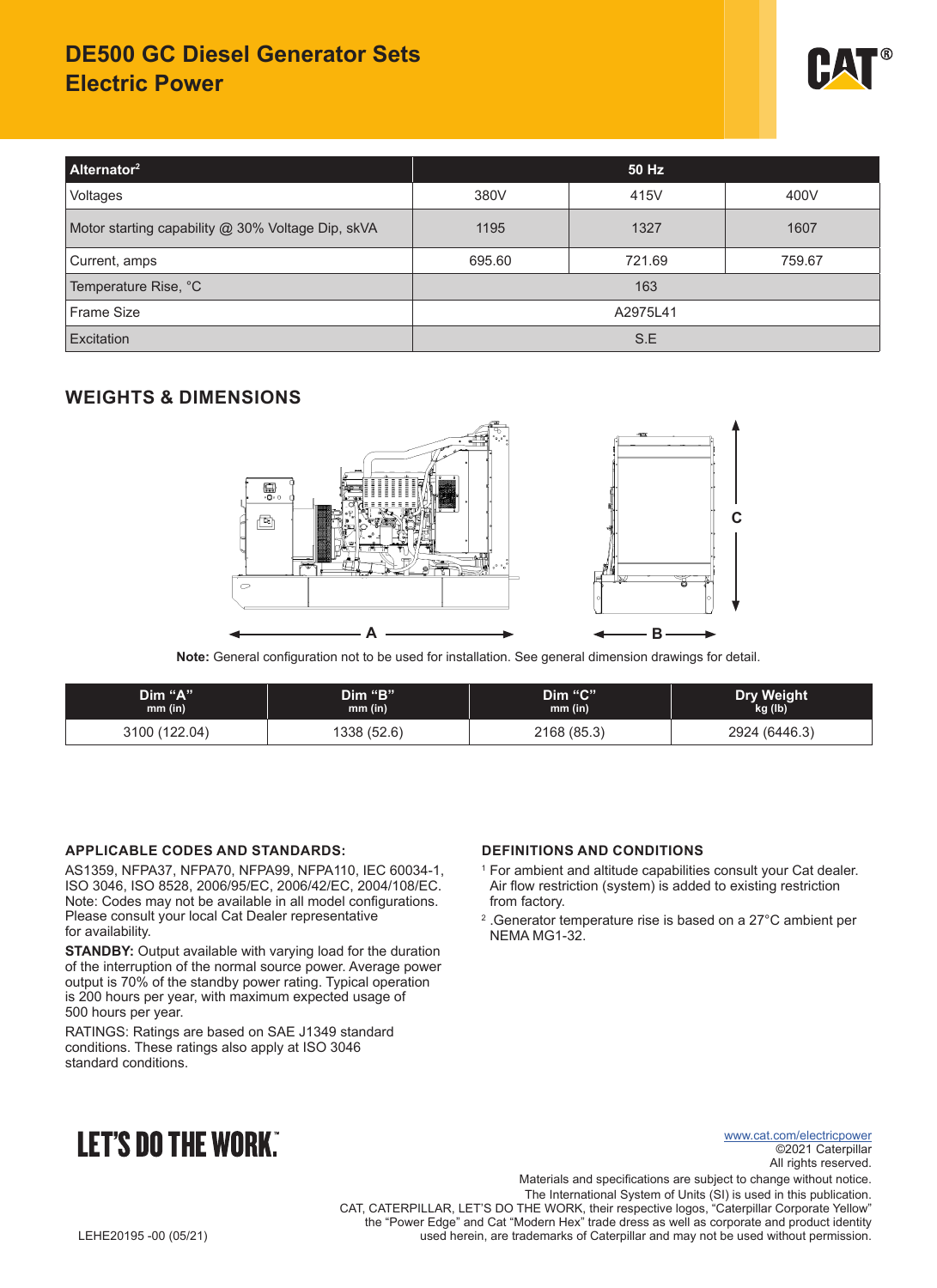# DE500 GC Diesel Generator Sets Electric Power

| Alternator[2] | 50 Hz | | |
|---|---|---|---|
| Voltages | 380V | 415V | 400V |
| Motor starting capability @ 30% Voltage Dip, skVA | 1195 | 1327 | 1607 |
| Current, amps | 695.60 | 721.69 | 759.67 |
| Temperature Rise, °C | 163 | | |
| Frame Size | A2975L41 | | |
| Excitation | S.E | | |

## WEIGHTS & DIMENSIONS

A

B

C

**Note:** General configuration not to be used for installation. See general dimension drawings for detail.

| Dim "A" mm (in) | Dim "B" mm (in) | Dim "C" mm (in) | Dry Weight kg (lb) |
|---|---|---|---|
| 3100 (122.04) | 1338 (52.6) | 2168 (85.3) | 2924 (6446.3) |

### APPLICABLE CODES AND STANDARDS:

AS1359, NFPA37, NFPA70, NFPA99, NFPA110, IEC 60034-1, ISO 3046, ISO 8528, 2006/95/EC, 2006/42/EC, 2004/108/EC. Note: Codes may not be available in all model configurations. Please consult your local Cat Dealer representative for availability.

**STANDBY:** Output available with varying load for the duration of the interruption of the normal source power. Average power output is 70% of the standby power rating. Typical operation is 200 hours per year, with maximum expected usage of 500 hours per year.

RATINGS: Ratings are based on SAE J1349 standard conditions. These ratings also apply at ISO 3046 standard conditions.

### DEFINITIONS AND CONDITIONS

[1] For ambient and altitude capabilities consult your Cat dealer. Air flow restriction (system) is added to existing restriction from factory.

[2] .Generator temperature rise is based on a 27°C ambient per NEMA MG1-32.

LET'S DO THE WORK.™

www.cat.com/electricpower
©2021 Caterpillar
All rights reserved.

Materials and specifications are subject to change without notice.
The International System of Units (SI) is used in this publication.
CAT, CATERPILLAR, LET'S DO THE WORK, their respective logos, "Caterpillar Corporate Yellow" the "Power Edge" and Cat "Modern Hex" trade dress as well as corporate and product identity used herein, are trademarks of Caterpillar and may not be used without permission.

LEHE20195 -00 (05/21)